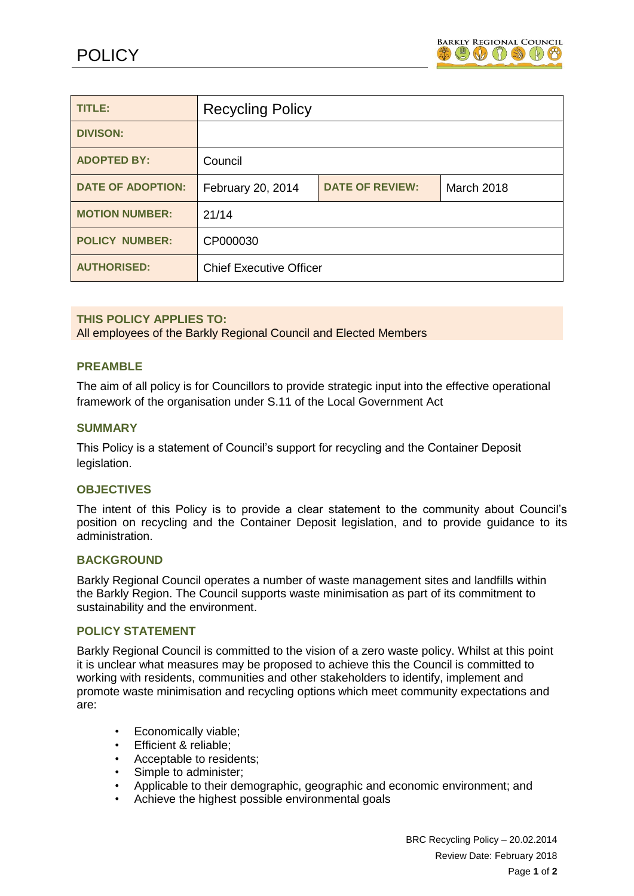# POLICY

| TITLE: | Recycling Policy | | |
|---|---|---|---|
| DIVISON: | | | |
| ADOPTED BY: | Council | | |
| DATE OF ADOPTION: | February 20, 2014 | DATE OF REVIEW: | March 2018 |
| MOTION NUMBER: | 21/14 | | |
| POLICY NUMBER: | CP000030 | | |
| AUTHORISED: | Chief Executive Officer | | |

**THIS POLICY APPLIES TO:**
All employees of the Barkly Regional Council and Elected Members

## PREAMBLE

The aim of all policy is for Councillors to provide strategic input into the effective operational framework of the organisation under S.11 of the Local Government Act

## SUMMARY

This Policy is a statement of Council's support for recycling and the Container Deposit legislation.

## OBJECTIVES

The intent of this Policy is to provide a clear statement to the community about Council's position on recycling and the Container Deposit legislation, and to provide guidance to its administration.

## BACKGROUND

Barkly Regional Council operates a number of waste management sites and landfills within the Barkly Region. The Council supports waste minimisation as part of its commitment to sustainability and the environment.

## POLICY STATEMENT

Barkly Regional Council is committed to the vision of a zero waste policy. Whilst at this point it is unclear what measures may be proposed to achieve this the Council is committed to working with residents, communities and other stakeholders to identify, implement and promote waste minimisation and recycling options which meet community expectations and are:

- Economically viable;
- Efficient & reliable;
- Acceptable to residents;
- Simple to administer;
- Applicable to their demographic, geographic and economic environment; and
- Achieve the highest possible environmental goals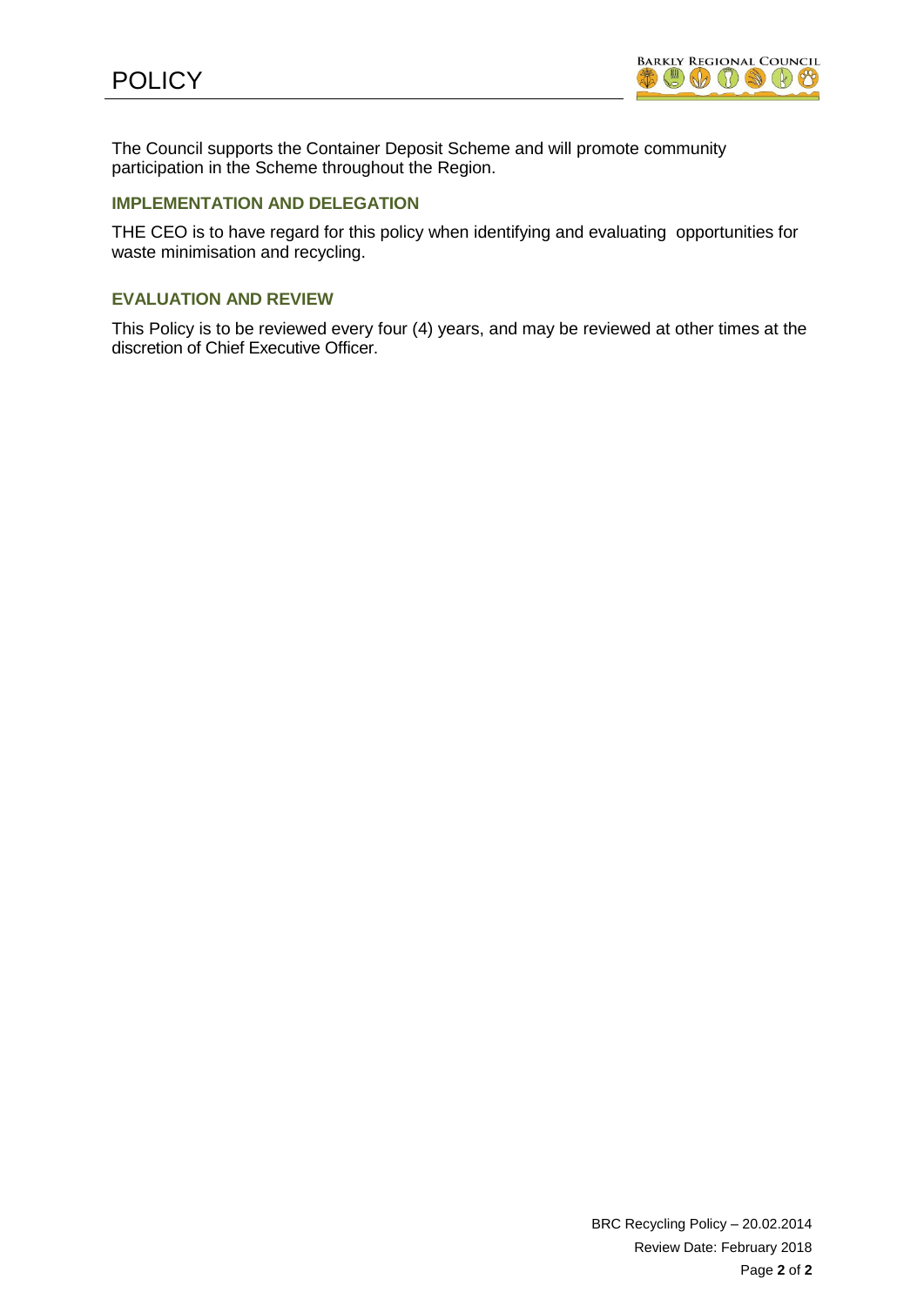The Council supports the Container Deposit Scheme and will promote community participation in the Scheme throughout the Region.

### IMPLEMENTATION AND DELEGATION

THE CEO is to have regard for this policy when identifying and evaluating opportunities for waste minimisation and recycling.

### EVALUATION AND REVIEW

This Policy is to be reviewed every four (4) years, and may be reviewed at other times at the discretion of Chief Executive Officer.